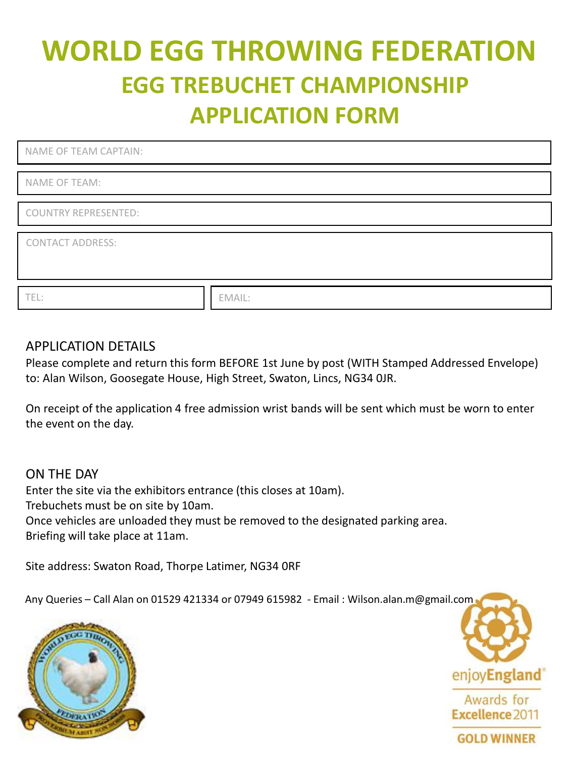# WORLD EGG THROWING FEDERATION

## EGG TREBUCHET CHAMPIONSHIP

## APPLICATION FORM

NAME OF TEAM CAPTAIN:

NAME OF TEAM:

COUNTRY REPRESENTED:

CONTACT ADDRESS:

| TEL: | EMAIL: |
| --- | --- |

### APPLICATION DETAILS

Please complete and return this form BEFORE 1st June by post (WITH Stamped Addressed Envelope) to: Alan Wilson, Goosegate House, High Street, Swaton, Lincs, NG34 0JR.

On receipt of the application 4 free admission wrist bands will be sent which must be worn to enter the event on the day.

### ON THE DAY

Enter the site via the exhibitors entrance (this closes at 10am).
Trebuchets must be on site by 10am.
Once vehicles are unloaded they must be removed to the designated parking area.
Briefing will take place at 11am.

Site address: Swaton Road, Thorpe Latimer, NG34 0RF

Any Queries – Call Alan on 01529 421334 or 07949 615982 - Email : Wilson.alan.m@gmail.com

WORLD EGG THROWING FEDERATION

PROVERBIUM ABEST NON SCRIBO

enjoyEngland Awards for Excellence 2011 GOLD WINNER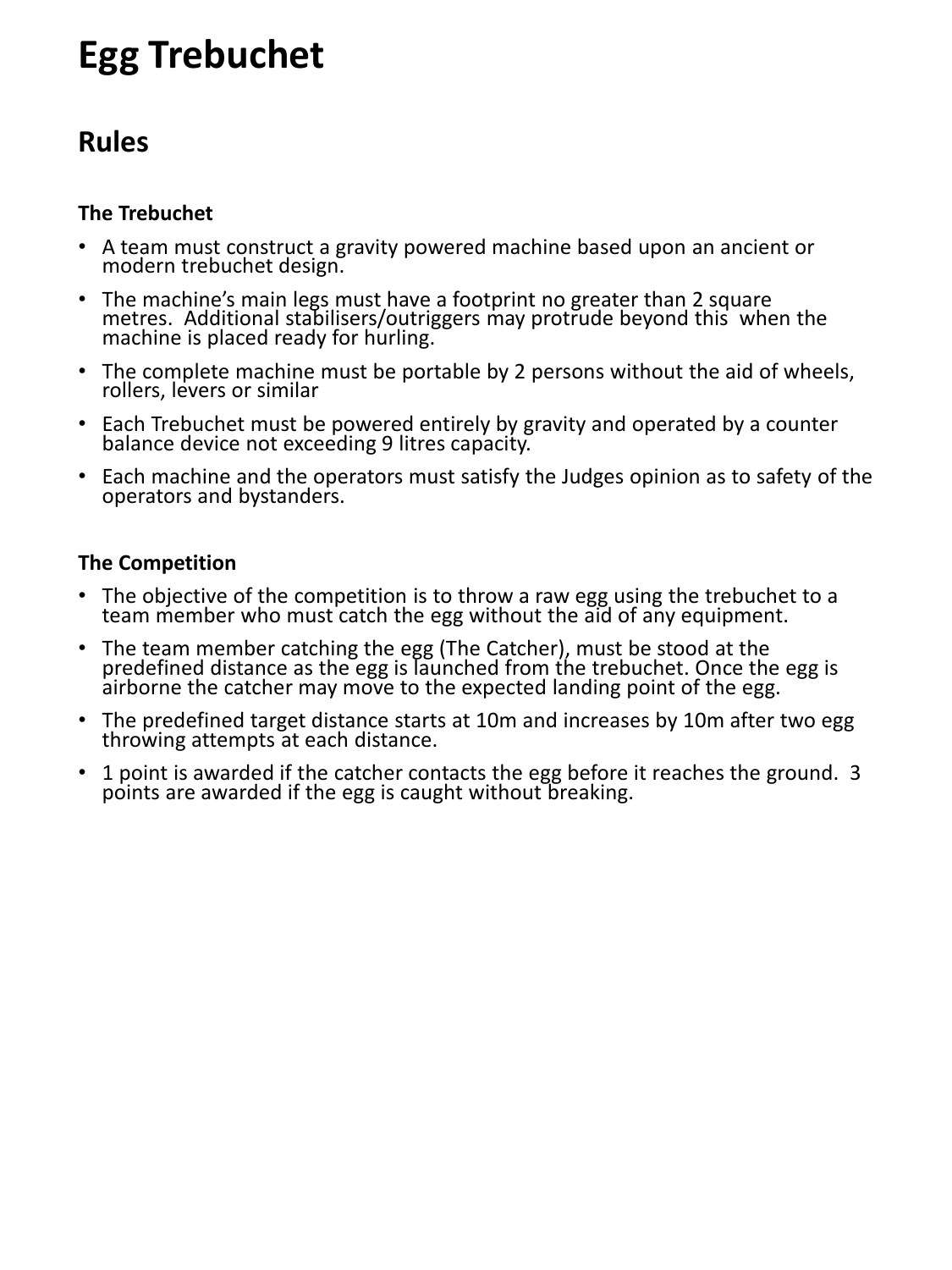# Egg Trebuchet

## Rules

### The Trebuchet

- A team must construct a gravity powered machine based upon an ancient or modern trebuchet design.
- The machine's main legs must have a footprint no greater than 2 square metres. Additional stabilisers/outriggers may protrude beyond this when the machine is placed ready for hurling.
- The complete machine must be portable by 2 persons without the aid of wheels, rollers, levers or similar
- Each Trebuchet must be powered entirely by gravity and operated by a counter balance device not exceeding 9 litres capacity.
- Each machine and the operators must satisfy the Judges opinion as to safety of the operators and bystanders.

### The Competition

- The objective of the competition is to throw a raw egg using the trebuchet to a team member who must catch the egg without the aid of any equipment.
- The team member catching the egg (The Catcher), must be stood at the predefined distance as the egg is launched from the trebuchet. Once the egg is airborne the catcher may move to the expected landing point of the egg.
- The predefined target distance starts at 10m and increases by 10m after two egg throwing attempts at each distance.
- 1 point is awarded if the catcher contacts the egg before it reaches the ground. 3 points are awarded if the egg is caught without breaking.